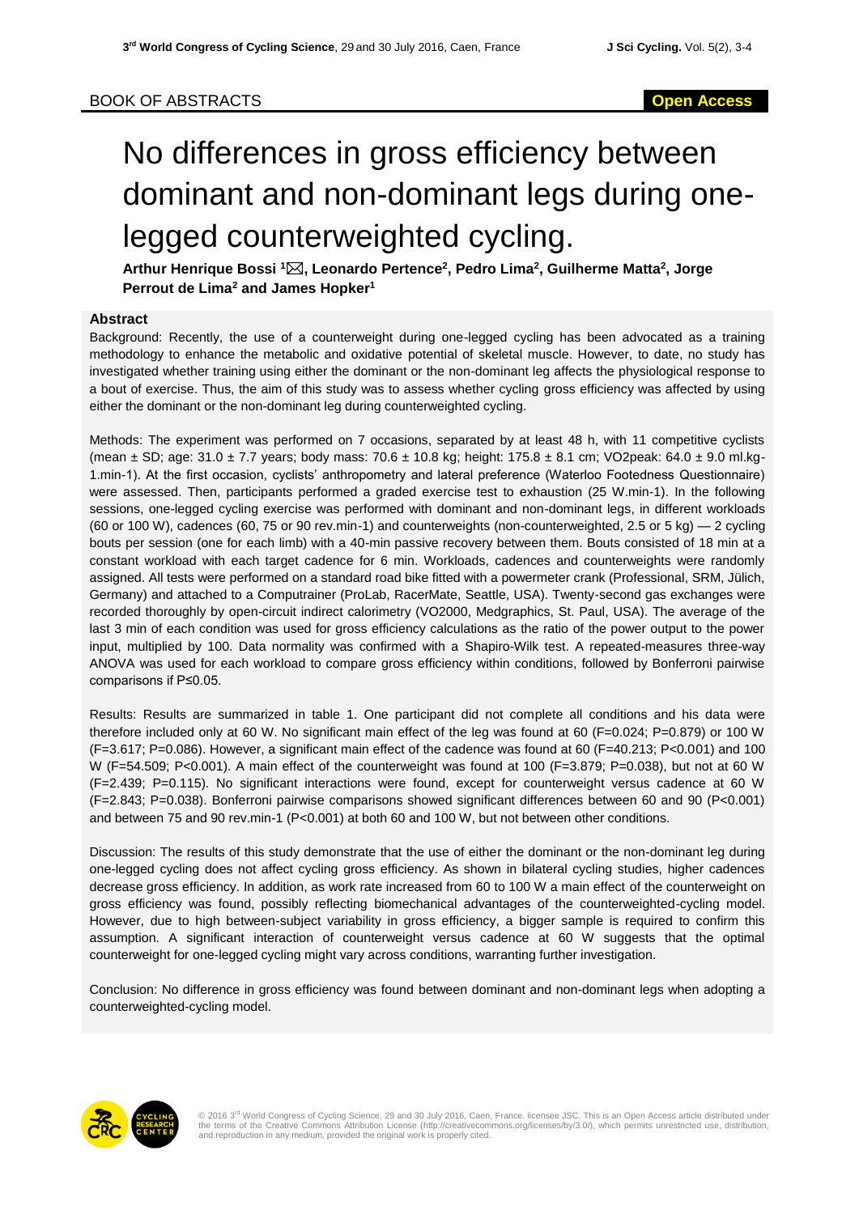BOOK OF ABSTRACTS

**Open Access**

# No differences in gross efficiency between dominant and non-dominant legs during one-legged counterweighted cycling.

**Arthur Henrique Bossi [1]✉, Leonardo Pertence[2], Pedro Lima[2], Guilherme Matta[2], Jorge Perrout de Lima[2] and James Hopker[1]**

## Abstract

Background: Recently, the use of a counterweight during one-legged cycling has been advocated as a training methodology to enhance the metabolic and oxidative potential of skeletal muscle. However, to date, no study has investigated whether training using either the dominant or the non-dominant leg affects the physiological response to a bout of exercise. Thus, the aim of this study was to assess whether cycling gross efficiency was affected by using either the dominant or the non-dominant leg during counterweighted cycling.

Methods: The experiment was performed on 7 occasions, separated by at least 48 h, with 11 competitive cyclists (mean ± SD; age: 31.0 ± 7.7 years; body mass: 70.6 ± 10.8 kg; height: 175.8 ± 8.1 cm; VO2peak: 64.0 ± 9.0 ml.kg-1.min-1). At the first occasion, cyclists' anthropometry and lateral preference (Waterloo Footedness Questionnaire) were assessed. Then, participants performed a graded exercise test to exhaustion (25 W.min-1). In the following sessions, one-legged cycling exercise was performed with dominant and non-dominant legs, in different workloads (60 or 100 W), cadences (60, 75 or 90 rev.min-1) and counterweights (non-counterweighted, 2.5 or 5 kg) — 2 cycling bouts per session (one for each limb) with a 40-min passive recovery between them. Bouts consisted of 18 min at a constant workload with each target cadence for 6 min. Workloads, cadences and counterweights were randomly assigned. All tests were performed on a standard road bike fitted with a powermeter crank (Professional, SRM, Jülich, Germany) and attached to a Computrainer (ProLab, RacerMate, Seattle, USA). Twenty-second gas exchanges were recorded thoroughly by open-circuit indirect calorimetry (VO2000, Medgraphics, St. Paul, USA). The average of the last 3 min of each condition was used for gross efficiency calculations as the ratio of the power output to the power input, multiplied by 100. Data normality was confirmed with a Shapiro-Wilk test. A repeated-measures three-way ANOVA was used for each workload to compare gross efficiency within conditions, followed by Bonferroni pairwise comparisons if P≤0.05.

Results: Results are summarized in table 1. One participant did not complete all conditions and his data were therefore included only at 60 W. No significant main effect of the leg was found at 60 (F=0.024; P=0.879) or 100 W (F=3.617; P=0.086). However, a significant main effect of the cadence was found at 60 (F=40.213; P<0.001) and 100 W (F=54.509; P<0.001). A main effect of the counterweight was found at 100 (F=3.879; P=0.038), but not at 60 W (F=2.439; P=0.115). No significant interactions were found, except for counterweight versus cadence at 60 W (F=2.843; P=0.038). Bonferroni pairwise comparisons showed significant differences between 60 and 90 (P<0.001) and between 75 and 90 rev.min-1 (P<0.001) at both 60 and 100 W, but not between other conditions.

Discussion: The results of this study demonstrate that the use of either the dominant or the non-dominant leg during one-legged cycling does not affect cycling gross efficiency. As shown in bilateral cycling studies, higher cadences decrease gross efficiency. In addition, as work rate increased from 60 to 100 W a main effect of the counterweight on gross efficiency was found, possibly reflecting biomechanical advantages of the counterweighted-cycling model. However, due to high between-subject variability in gross efficiency, a bigger sample is required to confirm this assumption. A significant interaction of counterweight versus cadence at 60 W suggests that the optimal counterweight for one-legged cycling might vary across conditions, warranting further investigation.

Conclusion: No difference in gross efficiency was found between dominant and non-dominant legs when adopting a counterweighted-cycling model.

© 2016 3rd World Congress of Cycling Science, 29 and 30 July 2016, Caen, France. licensee JSC. This is an Open Access article distributed under the terms of the Creative Commons Attribution License (http://creativecommons.org/licenses/by/3.0/), which permits unrestricted use, distribution, and reproduction in any medium, provided the original work is properly cited.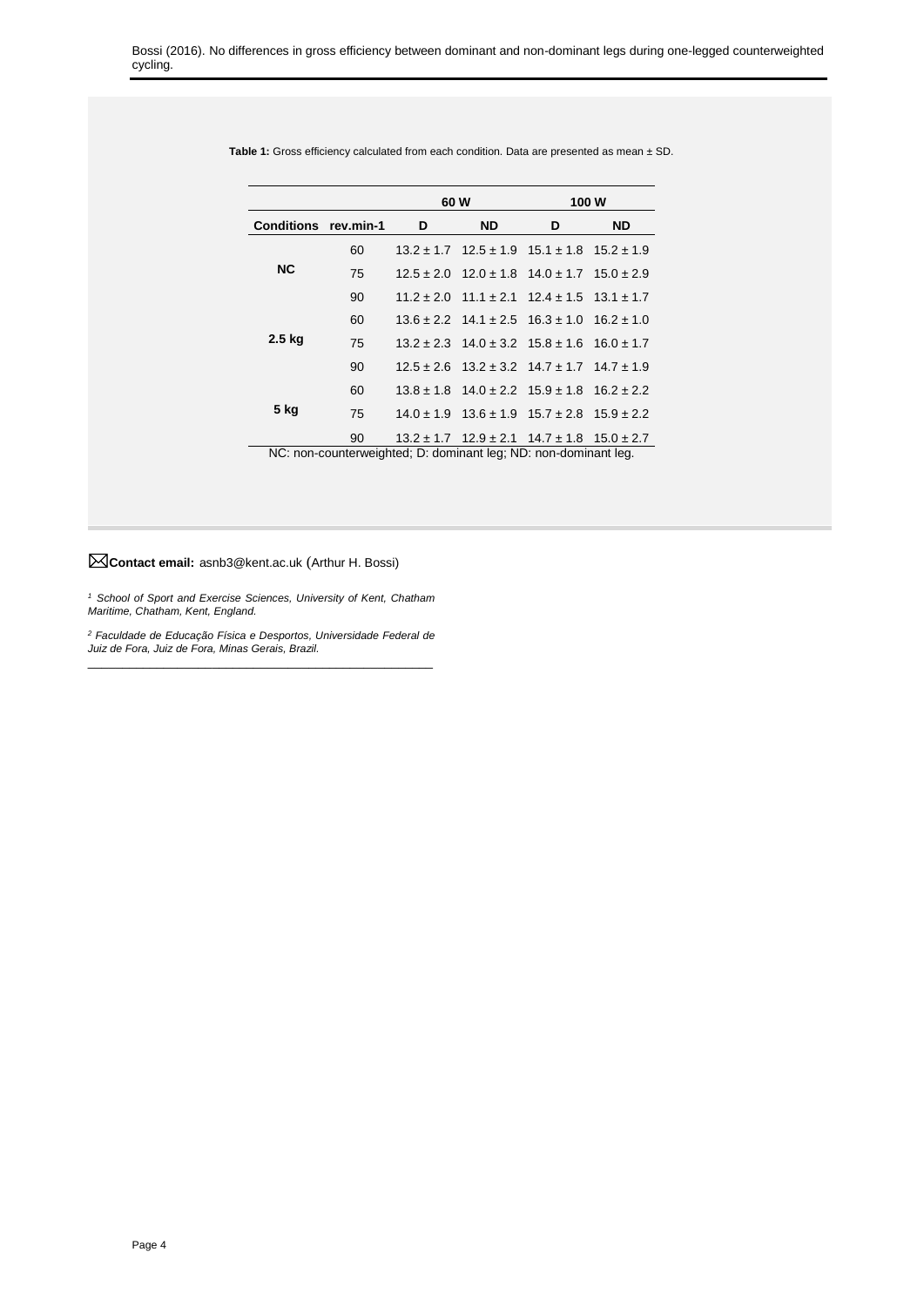**Table 1:** Gross efficiency calculated from each condition. Data are presented as mean ± SD.

| | | 60 W | | 100 W | |
|---|---|---|---|---|---|
| **Conditions** | **rev.min-1** | **D** | **ND** | **D** | **ND** |
| **NC** | 60 | 13.2 ± 1.7 | 12.5 ± 1.9 | 15.1 ± 1.8 | 15.2 ± 1.9 |
| | 75 | 12.5 ± 2.0 | 12.0 ± 1.8 | 14.0 ± 1.7 | 15.0 ± 2.9 |
| | 90 | 11.2 ± 2.0 | 11.1 ± 2.1 | 12.4 ± 1.5 | 13.1 ± 1.7 |
| **2.5 kg** | 60 | 13.6 ± 2.2 | 14.1 ± 2.5 | 16.3 ± 1.0 | 16.2 ± 1.0 |
| | 75 | 13.2 ± 2.3 | 14.0 ± 3.2 | 15.8 ± 1.6 | 16.0 ± 1.7 |
| | 90 | 12.5 ± 2.6 | 13.2 ± 3.2 | 14.7 ± 1.7 | 14.7 ± 1.9 |
| **5 kg** | 60 | 13.8 ± 1.8 | 14.0 ± 2.2 | 15.9 ± 1.8 | 16.2 ± 2.2 |
| | 75 | 14.0 ± 1.9 | 13.6 ± 1.9 | 15.7 ± 2.8 | 15.9 ± 2.2 |
| | 90 | 13.2 ± 1.7 | 12.9 ± 2.1 | 14.7 ± 1.8 | 15.0 ± 2.7 |

NC: non-counterweighted; D: dominant leg; ND: non-dominant leg.

✉ **Contact email:** asnb3@kent.ac.uk (Arthur H. Bossi)

[1] *School of Sport and Exercise Sciences, University of Kent, Chatham Maritime, Chatham, Kent, England.*

[2] *Faculdade de Educação Física e Desportos, Universidade Federal de Juiz de Fora, Juiz de Fora, Minas Gerais, Brazil.*